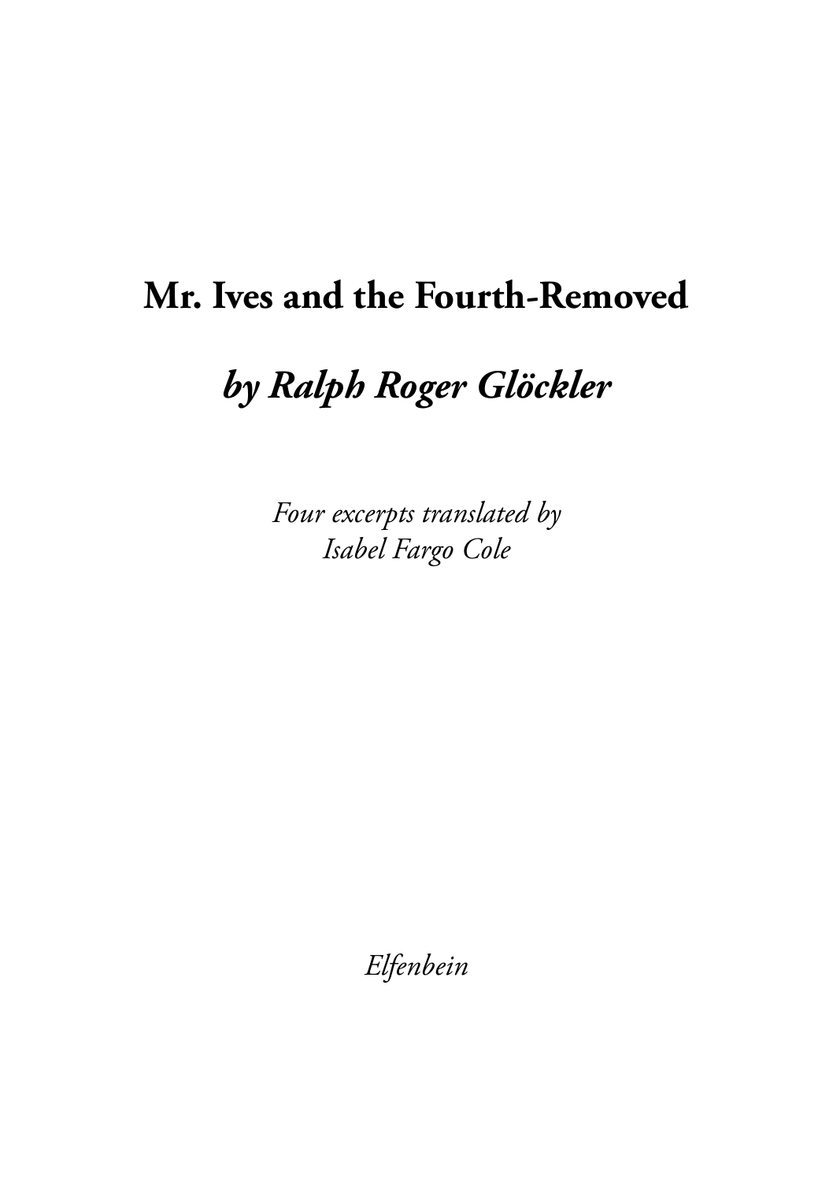# Mr. Ives and the Fourth-Removed

## *by Ralph Roger Glöckler*

*Four excerpts translated by*
*Isabel Fargo Cole*

*Elfenbein*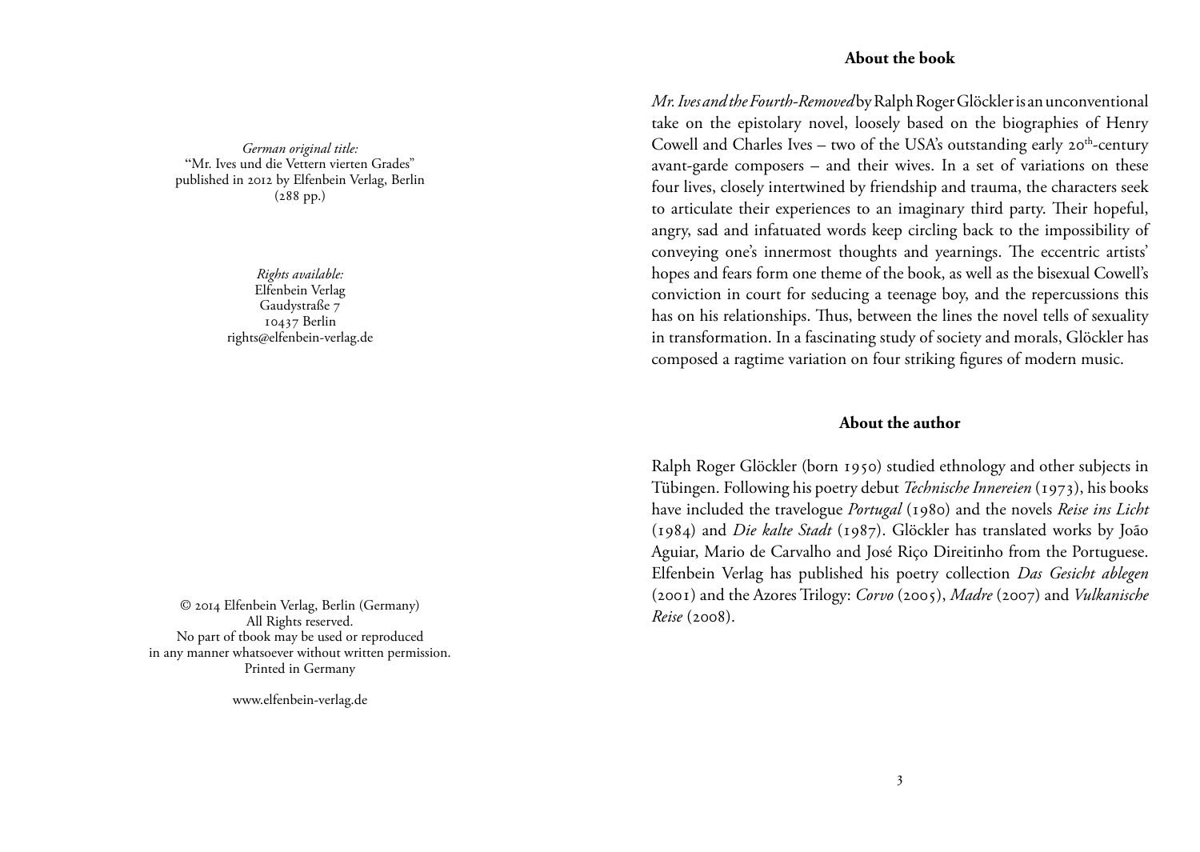*German original title:*
"Mr. Ives und die Vettern vierten Grades"
published in 2012 by Elfenbein Verlag, Berlin
(288 pp.)

*Rights available:*
Elfenbein Verlag
Gaudystraße 7
10437 Berlin
rights@elfenbein-verlag.de

© 2014 Elfenbein Verlag, Berlin (Germany)
All Rights reserved.
No part of tbook may be used or reproduced
in any manner whatsoever without written permission.
Printed in Germany

www.elfenbein-verlag.de

## About the book

*Mr. Ives and the Fourth-Removed* by Ralph Roger Glöckler is an unconventional take on the epistolary novel, loosely based on the biographies of Henry Cowell and Charles Ives – two of the USA's outstanding early 20th-century avant-garde composers – and their wives. In a set of variations on these four lives, closely intertwined by friendship and trauma, the characters seek to articulate their experiences to an imaginary third party. Their hopeful, angry, sad and infatuated words keep circling back to the impossibility of conveying one's innermost thoughts and yearnings. The eccentric artists' hopes and fears form one theme of the book, as well as the bisexual Cowell's conviction in court for seducing a teenage boy, and the repercussions this has on his relationships. Thus, between the lines the novel tells of sexuality in transformation. In a fascinating study of society and morals, Glöckler has composed a ragtime variation on four striking figures of modern music.

## About the author

Ralph Roger Glöckler (born 1950) studied ethnology and other subjects in Tübingen. Following his poetry debut *Technische Innereien* (1973), his books have included the travelogue *Portugal* (1980) and the novels *Reise ins Licht* (1984) and *Die kalte Stadt* (1987). Glöckler has translated works by João Aguiar, Mario de Carvalho and José Riço Direitinho from the Portuguese. Elfenbein Verlag has published his poetry collection *Das Gesicht ablegen* (2001) and the Azores Trilogy: *Corvo* (2005), *Madre* (2007) and *Vulkanische Reise* (2008).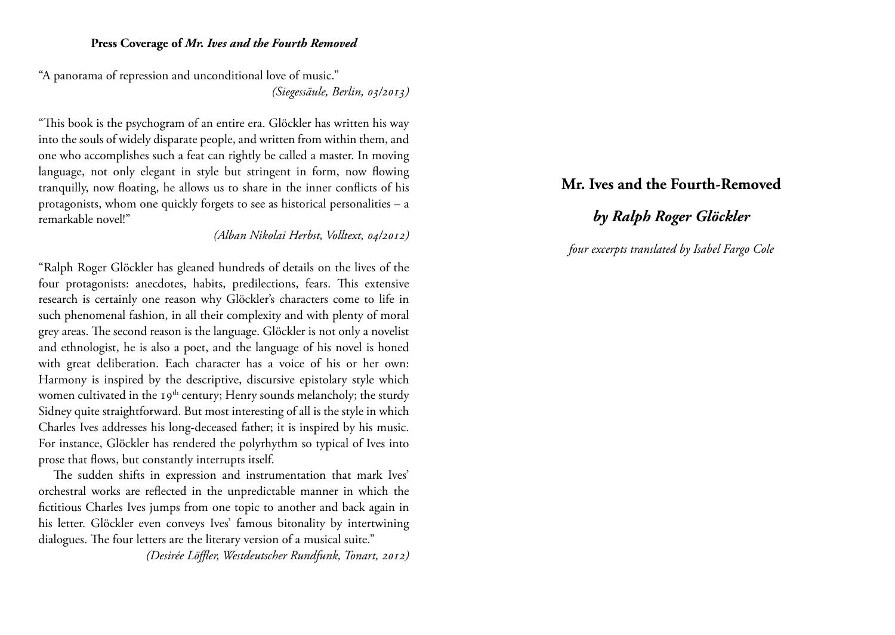**Press Coverage of *Mr. Ives and the Fourth Removed***

"A panorama of repression and unconditional love of music."

*(Siegessäule, Berlin, 03/2013)*

"This book is the psychogram of an entire era. Glöckler has written his way into the souls of widely disparate people, and written from within them, and one who accomplishes such a feat can rightly be called a master. In moving language, not only elegant in style but stringent in form, now flowing tranquilly, now floating, he allows us to share in the inner conflicts of his protagonists, whom one quickly forgets to see as historical personalities – a remarkable novel!"

*(Alban Nikolai Herbst, Volltext, 04/2012)*

"Ralph Roger Glöckler has gleaned hundreds of details on the lives of the four protagonists: anecdotes, habits, predilections, fears. This extensive research is certainly one reason why Glöckler's characters come to life in such phenomenal fashion, in all their complexity and with plenty of moral grey areas. The second reason is the language. Glöckler is not only a novelist and ethnologist, he is also a poet, and the language of his novel is honed with great deliberation. Each character has a voice of his or her own: Harmony is inspired by the descriptive, discursive epistolary style which women cultivated in the 19th century; Henry sounds melancholy; the sturdy Sidney quite straightforward. But most interesting of all is the style in which Charles Ives addresses his long-deceased father; it is inspired by his music. For instance, Glöckler has rendered the polyrhythm so typical of Ives into prose that flows, but constantly interrupts itself.

The sudden shifts in expression and instrumentation that mark Ives' orchestral works are reflected in the unpredictable manner in which the fictitious Charles Ives jumps from one topic to another and back again in his letter. Glöckler even conveys Ives' famous bitonality by intertwining dialogues. The four letters are the literary version of a musical suite."

*(Desirée Löffler, Westdeutscher Rundfunk, Tonart, 2012)*

# Mr. Ives and the Fourth-Removed

## *by Ralph Roger Glöckler*

*four excerpts translated by Isabel Fargo Cole*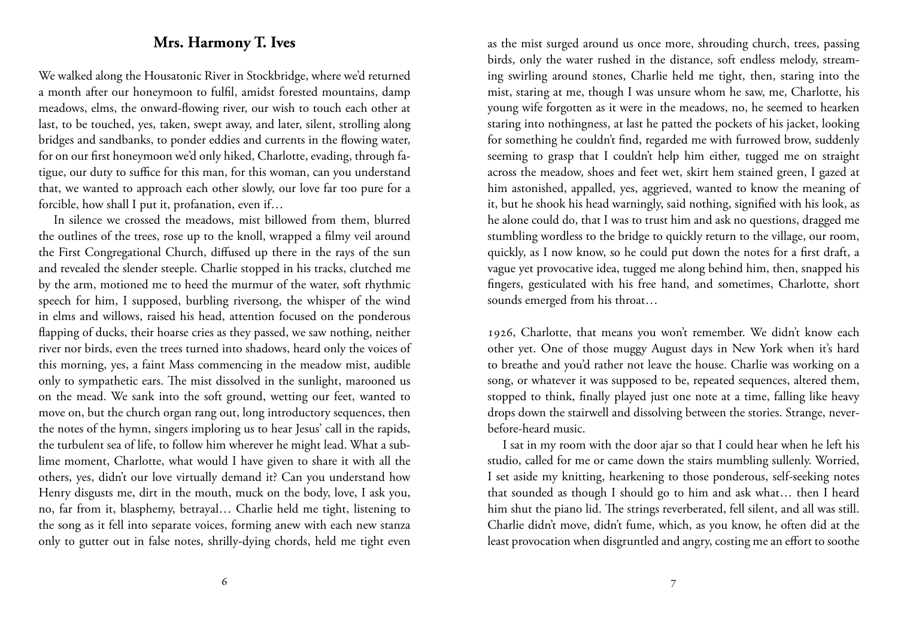## Mrs. Harmony T. Ives

We walked along the Housatonic River in Stockbridge, where we'd returned a month after our honeymoon to fulfil, amidst forested mountains, damp meadows, elms, the onward-flowing river, our wish to touch each other at last, to be touched, yes, taken, swept away, and later, silent, strolling along bridges and sandbanks, to ponder eddies and currents in the flowing water, for on our first honeymoon we'd only hiked, Charlotte, evading, through fatigue, our duty to suffice for this man, for this woman, can you understand that, we wanted to approach each other slowly, our love far too pure for a forcible, how shall I put it, profanation, even if…

In silence we crossed the meadows, mist billowed from them, blurred the outlines of the trees, rose up to the knoll, wrapped a filmy veil around the First Congregational Church, diffused up there in the rays of the sun and revealed the slender steeple. Charlie stopped in his tracks, clutched me by the arm, motioned me to heed the murmur of the water, soft rhythmic speech for him, I supposed, burbling riversong, the whisper of the wind in elms and willows, raised his head, attention focused on the ponderous flapping of ducks, their hoarse cries as they passed, we saw nothing, neither river nor birds, even the trees turned into shadows, heard only the voices of this morning, yes, a faint Mass commencing in the meadow mist, audible only to sympathetic ears. The mist dissolved in the sunlight, marooned us on the mead. We sank into the soft ground, wetting our feet, wanted to move on, but the church organ rang out, long introductory sequences, then the notes of the hymn, singers imploring us to hear Jesus' call in the rapids, the turbulent sea of life, to follow him wherever he might lead. What a sublime moment, Charlotte, what would I have given to share it with all the others, yes, didn't our love virtually demand it? Can you understand how Henry disgusts me, dirt in the mouth, muck on the body, love, I ask you, no, far from it, blasphemy, betrayal… Charlie held me tight, listening to the song as it fell into separate voices, forming anew with each new stanza only to gutter out in false notes, shrilly-dying chords, held me tight even as the mist surged around us once more, shrouding church, trees, passing birds, only the water rushed in the distance, soft endless melody, streaming swirling around stones, Charlie held me tight, then, staring into the mist, staring at me, though I was unsure whom he saw, me, Charlotte, his young wife forgotten as it were in the meadows, no, he seemed to hearken staring into nothingness, at last he patted the pockets of his jacket, looking for something he couldn't find, regarded me with furrowed brow, suddenly seeming to grasp that I couldn't help him either, tugged me on straight across the meadow, shoes and feet wet, skirt hem stained green, I gazed at him astonished, appalled, yes, aggrieved, wanted to know the meaning of it, but he shook his head warningly, said nothing, signified with his look, as he alone could do, that I was to trust him and ask no questions, dragged me stumbling wordless to the bridge to quickly return to the village, our room, quickly, as I now know, so he could put down the notes for a first draft, a vague yet provocative idea, tugged me along behind him, then, snapped his fingers, gesticulated with his free hand, and sometimes, Charlotte, short sounds emerged from his throat…

1926, Charlotte, that means you won't remember. We didn't know each other yet. One of those muggy August days in New York when it's hard to breathe and you'd rather not leave the house. Charlie was working on a song, or whatever it was supposed to be, repeated sequences, altered them, stopped to think, finally played just one note at a time, falling like heavy drops down the stairwell and dissolving between the stories. Strange, never-before-heard music.

I sat in my room with the door ajar so that I could hear when he left his studio, called for me or came down the stairs mumbling sullenly. Worried, I set aside my knitting, hearkening to those ponderous, self-seeking notes that sounded as though I should go to him and ask what… then I heard him shut the piano lid. The strings reverberated, fell silent, and all was still. Charlie didn't move, didn't fume, which, as you know, he often did at the least provocation when disgruntled and angry, costing me an effort to soothe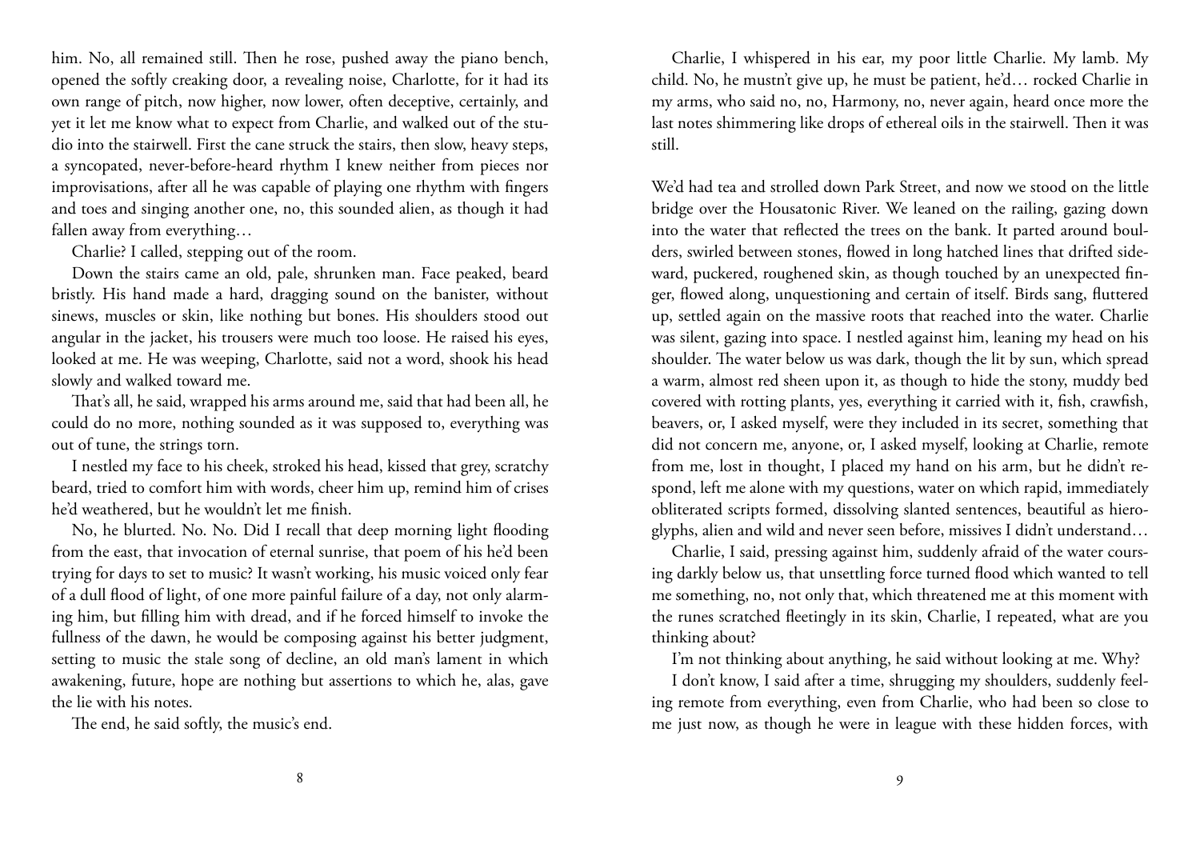him. No, all remained still. Then he rose, pushed away the piano bench, opened the softly creaking door, a revealing noise, Charlotte, for it had its own range of pitch, now higher, now lower, often deceptive, certainly, and yet it let me know what to expect from Charlie, and walked out of the studio into the stairwell. First the cane struck the stairs, then slow, heavy steps, a syncopated, never-before-heard rhythm I knew neither from pieces nor improvisations, after all he was capable of playing one rhythm with fingers and toes and singing another one, no, this sounded alien, as though it had fallen away from everything…

Charlie? I called, stepping out of the room.

Down the stairs came an old, pale, shrunken man. Face peaked, beard bristly. His hand made a hard, dragging sound on the banister, without sinews, muscles or skin, like nothing but bones. His shoulders stood out angular in the jacket, his trousers were much too loose. He raised his eyes, looked at me. He was weeping, Charlotte, said not a word, shook his head slowly and walked toward me.

That's all, he said, wrapped his arms around me, said that had been all, he could do no more, nothing sounded as it was supposed to, everything was out of tune, the strings torn.

I nestled my face to his cheek, stroked his head, kissed that grey, scratchy beard, tried to comfort him with words, cheer him up, remind him of crises he'd weathered, but he wouldn't let me finish.

No, he blurted. No. No. Did I recall that deep morning light flooding from the east, that invocation of eternal sunrise, that poem of his he'd been trying for days to set to music? It wasn't working, his music voiced only fear of a dull flood of light, of one more painful failure of a day, not only alarming him, but filling him with dread, and if he forced himself to invoke the fullness of the dawn, he would be composing against his better judgment, setting to music the stale song of decline, an old man's lament in which awakening, future, hope are nothing but assertions to which he, alas, gave the lie with his notes.

The end, he said softly, the music's end.

Charlie, I whispered in his ear, my poor little Charlie. My lamb. My child. No, he mustn't give up, he must be patient, he'd… rocked Charlie in my arms, who said no, no, Harmony, no, never again, heard once more the last notes shimmering like drops of ethereal oils in the stairwell. Then it was still.

We'd had tea and strolled down Park Street, and now we stood on the little bridge over the Housatonic River. We leaned on the railing, gazing down into the water that reflected the trees on the bank. It parted around boulders, swirled between stones, flowed in long hatched lines that drifted sideward, puckered, roughened skin, as though touched by an unexpected finger, flowed along, unquestioning and certain of itself. Birds sang, fluttered up, settled again on the massive roots that reached into the water. Charlie was silent, gazing into space. I nestled against him, leaning my head on his shoulder. The water below us was dark, though the lit by sun, which spread a warm, almost red sheen upon it, as though to hide the stony, muddy bed covered with rotting plants, yes, everything it carried with it, fish, crawfish, beavers, or, I asked myself, were they included in its secret, something that did not concern me, anyone, or, I asked myself, looking at Charlie, remote from me, lost in thought, I placed my hand on his arm, but he didn't respond, left me alone with my questions, water on which rapid, immediately obliterated scripts formed, dissolving slanted sentences, beautiful as hieroglyphs, alien and wild and never seen before, missives I didn't understand…

Charlie, I said, pressing against him, suddenly afraid of the water coursing darkly below us, that unsettling force turned flood which wanted to tell me something, no, not only that, which threatened me at this moment with the runes scratched fleetingly in its skin, Charlie, I repeated, what are you thinking about?

I'm not thinking about anything, he said without looking at me. Why?

I don't know, I said after a time, shrugging my shoulders, suddenly feeling remote from everything, even from Charlie, who had been so close to me just now, as though he were in league with these hidden forces, with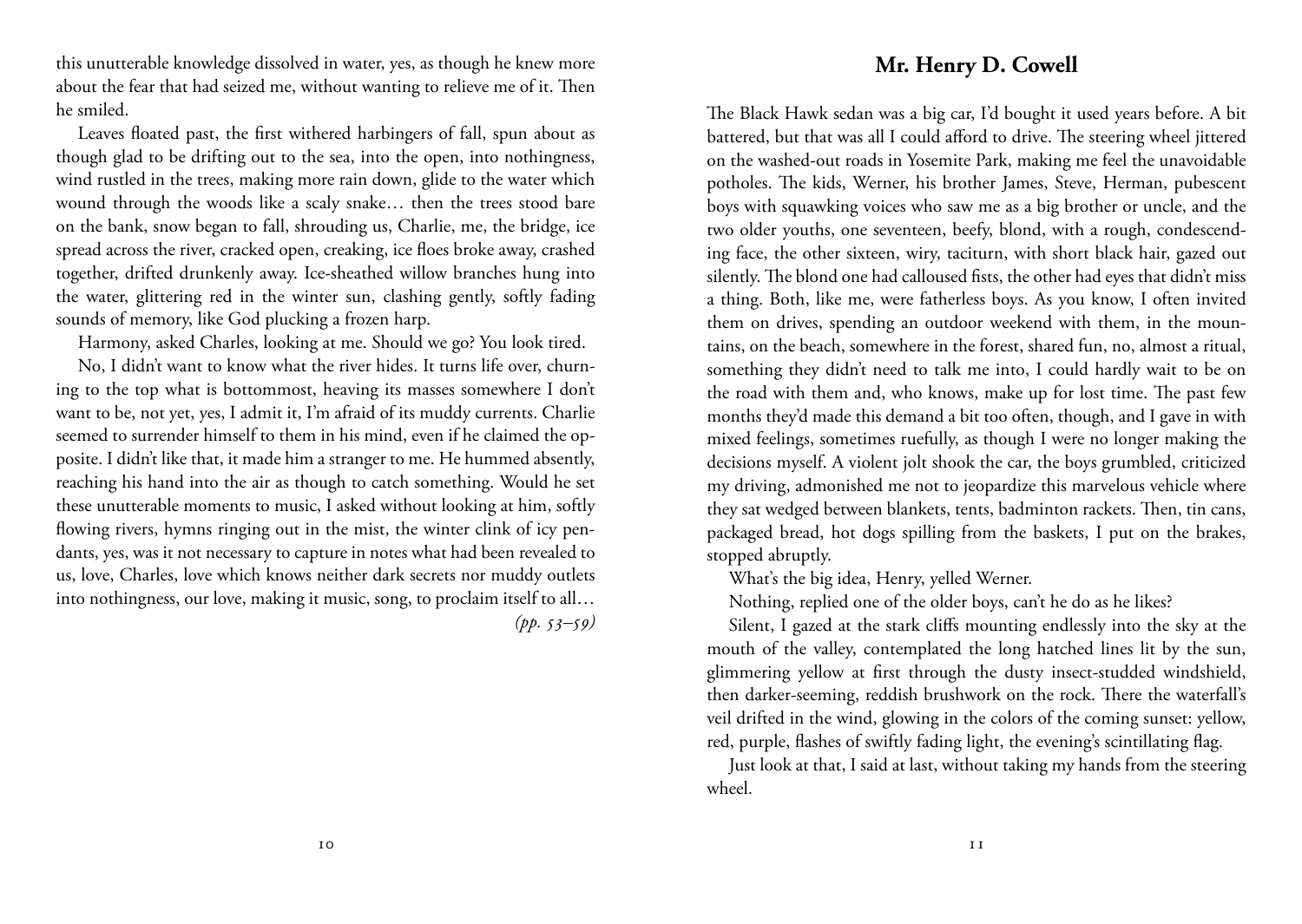this unutterable knowledge dissolved in water, yes, as though he knew more about the fear that had seized me, without wanting to relieve me of it. Then he smiled.

Leaves floated past, the first withered harbingers of fall, spun about as though glad to be drifting out to the sea, into the open, into nothingness, wind rustled in the trees, making more rain down, glide to the water which wound through the woods like a scaly snake… then the trees stood bare on the bank, snow began to fall, shrouding us, Charlie, me, the bridge, ice spread across the river, cracked open, creaking, ice floes broke away, crashed together, drifted drunkenly away. Ice-sheathed willow branches hung into the water, glittering red in the winter sun, clashing gently, softly fading sounds of memory, like God plucking a frozen harp.

Harmony, asked Charles, looking at me. Should we go? You look tired.

No, I didn't want to know what the river hides. It turns life over, churning to the top what is bottommost, heaving its masses somewhere I don't want to be, not yet, yes, I admit it, I'm afraid of its muddy currents. Charlie seemed to surrender himself to them in his mind, even if he claimed the opposite. I didn't like that, it made him a stranger to me. He hummed absently, reaching his hand into the air as though to catch something. Would he set these unutterable moments to music, I asked without looking at him, softly flowing rivers, hymns ringing out in the mist, the winter clink of icy pendants, yes, was it not necessary to capture in notes what had been revealed to us, love, Charles, love which knows neither dark secrets nor muddy outlets into nothingness, our love, making it music, song, to proclaim itself to all…

*(pp. 53–59)*

## Mr. Henry D. Cowell

The Black Hawk sedan was a big car, I'd bought it used years before. A bit battered, but that was all I could afford to drive. The steering wheel jittered on the washed-out roads in Yosemite Park, making me feel the unavoidable potholes. The kids, Werner, his brother James, Steve, Herman, pubescent boys with squawking voices who saw me as a big brother or uncle, and the two older youths, one seventeen, beefy, blond, with a rough, condescending face, the other sixteen, wiry, taciturn, with short black hair, gazed out silently. The blond one had calloused fists, the other had eyes that didn't miss a thing. Both, like me, were fatherless boys. As you know, I often invited them on drives, spending an outdoor weekend with them, in the mountains, on the beach, somewhere in the forest, shared fun, no, almost a ritual, something they didn't need to talk me into, I could hardly wait to be on the road with them and, who knows, make up for lost time. The past few months they'd made this demand a bit too often, though, and I gave in with mixed feelings, sometimes ruefully, as though I were no longer making the decisions myself. A violent jolt shook the car, the boys grumbled, criticized my driving, admonished me not to jeopardize this marvelous vehicle where they sat wedged between blankets, tents, badminton rackets. Then, tin cans, packaged bread, hot dogs spilling from the baskets, I put on the brakes, stopped abruptly.

What's the big idea, Henry, yelled Werner.

Nothing, replied one of the older boys, can't he do as he likes?

Silent, I gazed at the stark cliffs mounting endlessly into the sky at the mouth of the valley, contemplated the long hatched lines lit by the sun, glimmering yellow at first through the dusty insect-studded windshield, then darker-seeming, reddish brushwork on the rock. There the waterfall's veil drifted in the wind, glowing in the colors of the coming sunset: yellow, red, purple, flashes of swiftly fading light, the evening's scintillating flag.

Just look at that, I said at last, without taking my hands from the steering wheel.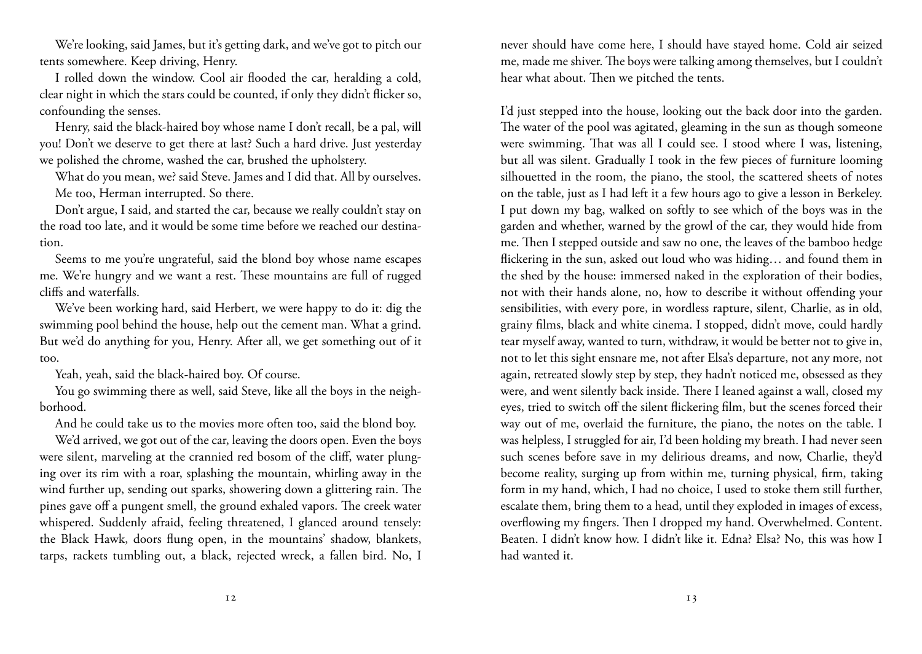We're looking, said James, but it's getting dark, and we've got to pitch our tents somewhere. Keep driving, Henry.

I rolled down the window. Cool air flooded the car, heralding a cold, clear night in which the stars could be counted, if only they didn't flicker so, confounding the senses.

Henry, said the black-haired boy whose name I don't recall, be a pal, will you! Don't we deserve to get there at last? Such a hard drive. Just yesterday we polished the chrome, washed the car, brushed the upholstery.

What do you mean, we? said Steve. James and I did that. All by ourselves.

Me too, Herman interrupted. So there.

Don't argue, I said, and started the car, because we really couldn't stay on the road too late, and it would be some time before we reached our destination.

Seems to me you're ungrateful, said the blond boy whose name escapes me. We're hungry and we want a rest. These mountains are full of rugged cliffs and waterfalls.

We've been working hard, said Herbert, we were happy to do it: dig the swimming pool behind the house, help out the cement man. What a grind. But we'd do anything for you, Henry. After all, we get something out of it too.

Yeah, yeah, said the black-haired boy. Of course.

You go swimming there as well, said Steve, like all the boys in the neighborhood.

And he could take us to the movies more often too, said the blond boy.

We'd arrived, we got out of the car, leaving the doors open. Even the boys were silent, marveling at the crannied red bosom of the cliff, water plunging over its rim with a roar, splashing the mountain, whirling away in the wind further up, sending out sparks, showering down a glittering rain. The pines gave off a pungent smell, the ground exhaled vapors. The creek water whispered. Suddenly afraid, feeling threatened, I glanced around tensely: the Black Hawk, doors flung open, in the mountains' shadow, blankets, tarps, rackets tumbling out, a black, rejected wreck, a fallen bird. No, I never should have come here, I should have stayed home. Cold air seized me, made me shiver. The boys were talking among themselves, but I couldn't hear what about. Then we pitched the tents.

I'd just stepped into the house, looking out the back door into the garden. The water of the pool was agitated, gleaming in the sun as though someone were swimming. That was all I could see. I stood where I was, listening, but all was silent. Gradually I took in the few pieces of furniture looming silhouetted in the room, the piano, the stool, the scattered sheets of notes on the table, just as I had left it a few hours ago to give a lesson in Berkeley. I put down my bag, walked on softly to see which of the boys was in the garden and whether, warned by the growl of the car, they would hide from me. Then I stepped outside and saw no one, the leaves of the bamboo hedge flickering in the sun, asked out loud who was hiding… and found them in the shed by the house: immersed naked in the exploration of their bodies, not with their hands alone, no, how to describe it without offending your sensibilities, with every pore, in wordless rapture, silent, Charlie, as in old, grainy films, black and white cinema. I stopped, didn't move, could hardly tear myself away, wanted to turn, withdraw, it would be better not to give in, not to let this sight ensnare me, not after Elsa's departure, not any more, not again, retreated slowly step by step, they hadn't noticed me, obsessed as they were, and went silently back inside. There I leaned against a wall, closed my eyes, tried to switch off the silent flickering film, but the scenes forced their way out of me, overlaid the furniture, the piano, the notes on the table. I was helpless, I struggled for air, I'd been holding my breath. I had never seen such scenes before save in my delirious dreams, and now, Charlie, they'd become reality, surging up from within me, turning physical, firm, taking form in my hand, which, I had no choice, I used to stoke them still further, escalate them, bring them to a head, until they exploded in images of excess, overflowing my fingers. Then I dropped my hand. Overwhelmed. Content. Beaten. I didn't know how. I didn't like it. Edna? Elsa? No, this was how I had wanted it.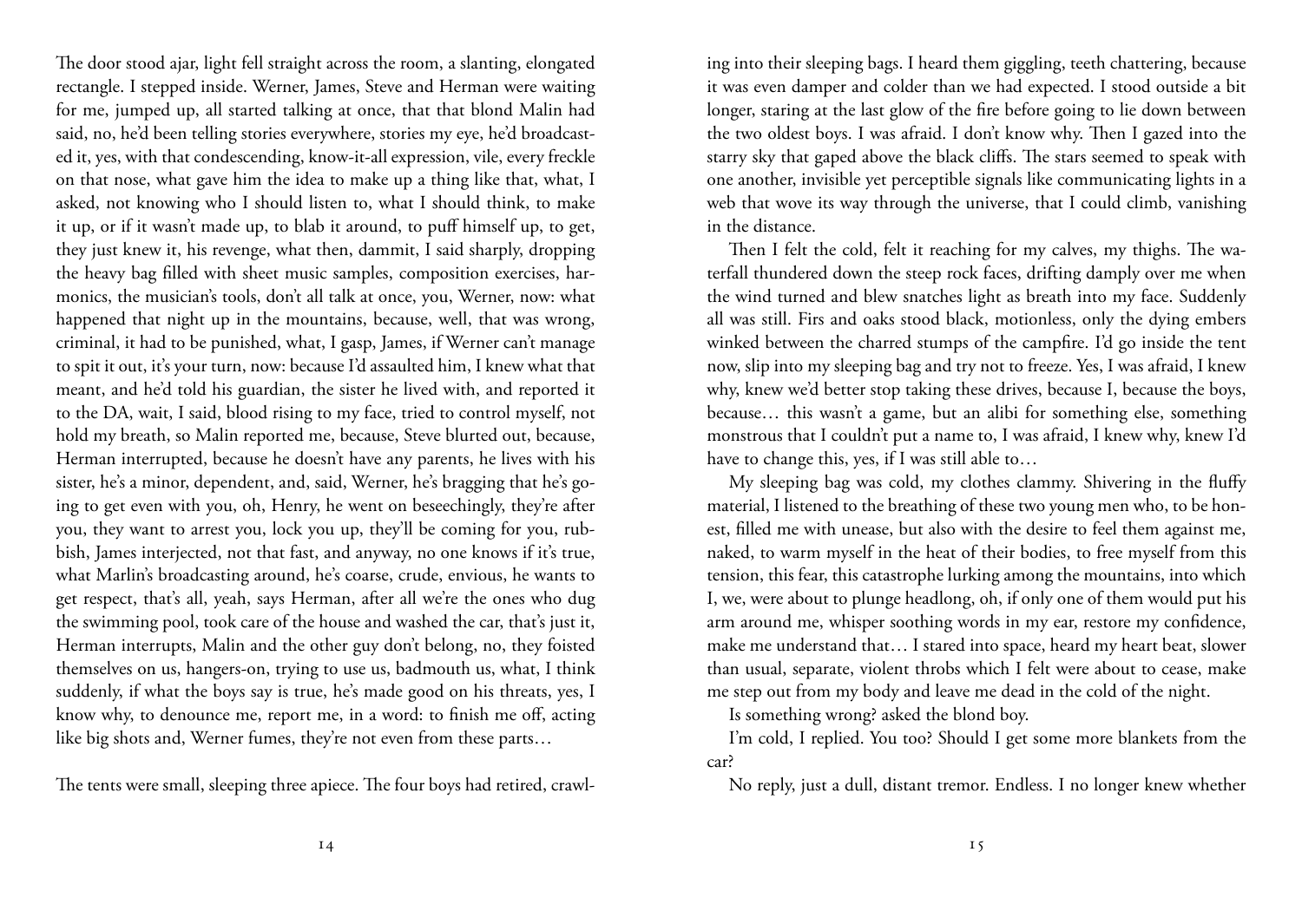The door stood ajar, light fell straight across the room, a slanting, elongated rectangle. I stepped inside. Werner, James, Steve and Herman were waiting for me, jumped up, all started talking at once, that that blond Malin had said, no, he'd been telling stories everywhere, stories my eye, he'd broadcasted it, yes, with that condescending, know-it-all expression, vile, every freckle on that nose, what gave him the idea to make up a thing like that, what, I asked, not knowing who I should listen to, what I should think, to make it up, or if it wasn't made up, to blab it around, to puff himself up, to get, they just knew it, his revenge, what then, dammit, I said sharply, dropping the heavy bag filled with sheet music samples, composition exercises, harmonics, the musician's tools, don't all talk at once, you, Werner, now: what happened that night up in the mountains, because, well, that was wrong, criminal, it had to be punished, what, I gasp, James, if Werner can't manage to spit it out, it's your turn, now: because I'd assaulted him, I knew what that meant, and he'd told his guardian, the sister he lived with, and reported it to the DA, wait, I said, blood rising to my face, tried to control myself, not hold my breath, so Malin reported me, because, Steve blurted out, because, Herman interrupted, because he doesn't have any parents, he lives with his sister, he's a minor, dependent, and, said, Werner, he's bragging that he's going to get even with you, oh, Henry, he went on beseechingly, they're after you, they want to arrest you, lock you up, they'll be coming for you, rubbish, James interjected, not that fast, and anyway, no one knows if it's true, what Marlin's broadcasting around, he's coarse, crude, envious, he wants to get respect, that's all, yeah, says Herman, after all we're the ones who dug the swimming pool, took care of the house and washed the car, that's just it, Herman interrupts, Malin and the other guy don't belong, no, they foisted themselves on us, hangers-on, trying to use us, badmouth us, what, I think suddenly, if what the boys say is true, he's made good on his threats, yes, I know why, to denounce me, report me, in a word: to finish me off, acting like big shots and, Werner fumes, they're not even from these parts…

The tents were small, sleeping three apiece. The four boys had retired, crawling into their sleeping bags. I heard them giggling, teeth chattering, because it was even damper and colder than we had expected. I stood outside a bit longer, staring at the last glow of the fire before going to lie down between the two oldest boys. I was afraid. I don't know why. Then I gazed into the starry sky that gaped above the black cliffs. The stars seemed to speak with one another, invisible yet perceptible signals like communicating lights in a web that wove its way through the universe, that I could climb, vanishing in the distance.

Then I felt the cold, felt it reaching for my calves, my thighs. The waterfall thundered down the steep rock faces, drifting damply over me when the wind turned and blew snatches light as breath into my face. Suddenly all was still. Firs and oaks stood black, motionless, only the dying embers winked between the charred stumps of the campfire. I'd go inside the tent now, slip into my sleeping bag and try not to freeze. Yes, I was afraid, I knew why, knew we'd better stop taking these drives, because I, because the boys, because… this wasn't a game, but an alibi for something else, something monstrous that I couldn't put a name to, I was afraid, I knew why, knew I'd have to change this, yes, if I was still able to…

My sleeping bag was cold, my clothes clammy. Shivering in the fluffy material, I listened to the breathing of these two young men who, to be honest, filled me with unease, but also with the desire to feel them against me, naked, to warm myself in the heat of their bodies, to free myself from this tension, this fear, this catastrophe lurking among the mountains, into which I, we, were about to plunge headlong, oh, if only one of them would put his arm around me, whisper soothing words in my ear, restore my confidence, make me understand that… I stared into space, heard my heart beat, slower than usual, separate, violent throbs which I felt were about to cease, make me step out from my body and leave me dead in the cold of the night.

Is something wrong? asked the blond boy.

I'm cold, I replied. You too? Should I get some more blankets from the car?

No reply, just a dull, distant tremor. Endless. I no longer knew whether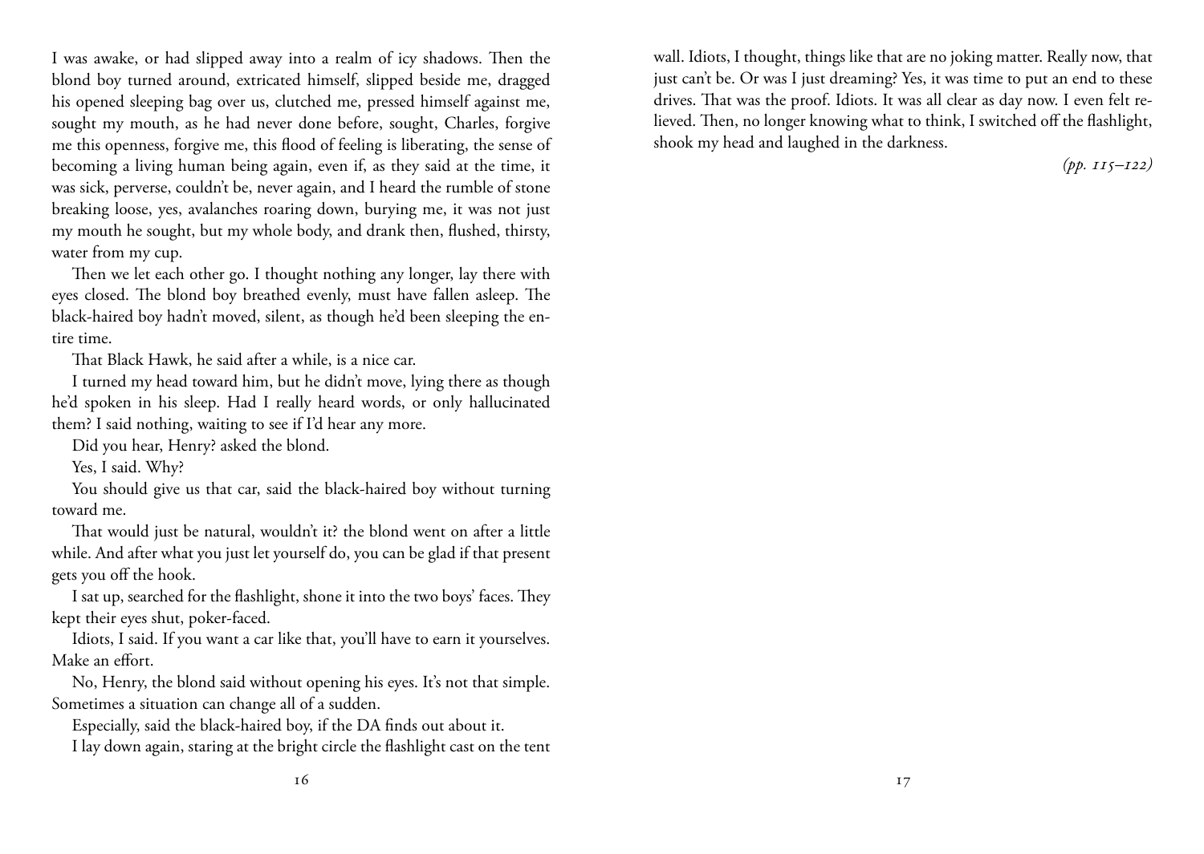I was awake, or had slipped away into a realm of icy shadows. Then the blond boy turned around, extricated himself, slipped beside me, dragged his opened sleeping bag over us, clutched me, pressed himself against me, sought my mouth, as he had never done before, sought, Charles, forgive me this openness, forgive me, this flood of feeling is liberating, the sense of becoming a living human being again, even if, as they said at the time, it was sick, perverse, couldn't be, never again, and I heard the rumble of stone breaking loose, yes, avalanches roaring down, burying me, it was not just my mouth he sought, but my whole body, and drank then, flushed, thirsty, water from my cup.

Then we let each other go. I thought nothing any longer, lay there with eyes closed. The blond boy breathed evenly, must have fallen asleep. The black-haired boy hadn't moved, silent, as though he'd been sleeping the entire time.

That Black Hawk, he said after a while, is a nice car.

I turned my head toward him, but he didn't move, lying there as though he'd spoken in his sleep. Had I really heard words, or only hallucinated them? I said nothing, waiting to see if I'd hear any more.

Did you hear, Henry? asked the blond.

Yes, I said. Why?

You should give us that car, said the black-haired boy without turning toward me.

That would just be natural, wouldn't it? the blond went on after a little while. And after what you just let yourself do, you can be glad if that present gets you off the hook.

I sat up, searched for the flashlight, shone it into the two boys' faces. They kept their eyes shut, poker-faced.

Idiots, I said. If you want a car like that, you'll have to earn it yourselves. Make an effort.

No, Henry, the blond said without opening his eyes. It's not that simple. Sometimes a situation can change all of a sudden.

Especially, said the black-haired boy, if the DA finds out about it.

I lay down again, staring at the bright circle the flashlight cast on the tent wall. Idiots, I thought, things like that are no joking matter. Really now, that just can't be. Or was I just dreaming? Yes, it was time to put an end to these drives. That was the proof. Idiots. It was all clear as day now. I even felt relieved. Then, no longer knowing what to think, I switched off the flashlight, shook my head and laughed in the darkness.

*(pp. 115–122)*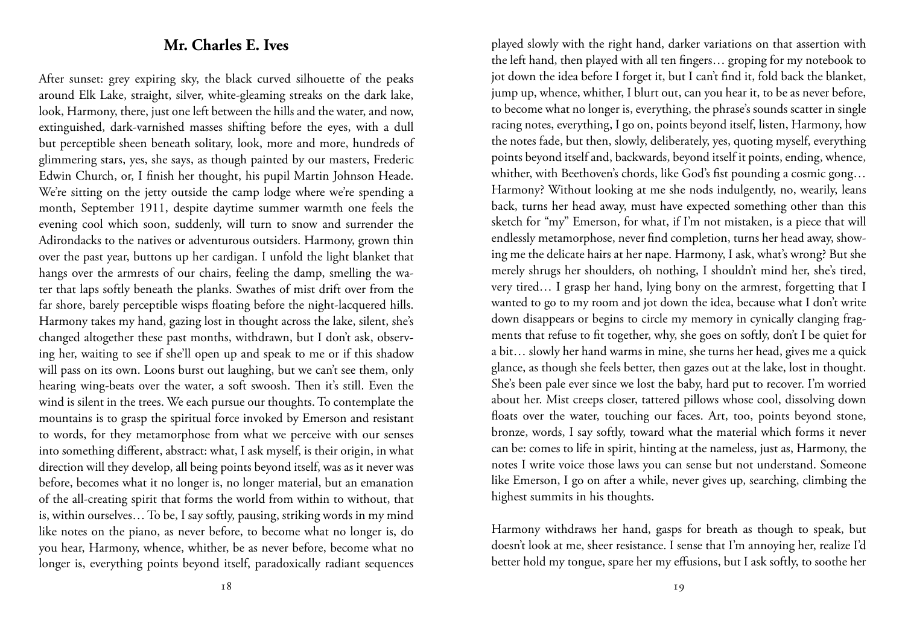## Mr. Charles E. Ives

After sunset: grey expiring sky, the black curved silhouette of the peaks around Elk Lake, straight, silver, white-gleaming streaks on the dark lake, look, Harmony, there, just one left between the hills and the water, and now, extinguished, dark-varnished masses shifting before the eyes, with a dull but perceptible sheen beneath solitary, look, more and more, hundreds of glimmering stars, yes, she says, as though painted by our masters, Frederic Edwin Church, or, I finish her thought, his pupil Martin Johnson Heade. We're sitting on the jetty outside the camp lodge where we're spending a month, September 1911, despite daytime summer warmth one feels the evening cool which soon, suddenly, will turn to snow and surrender the Adirondacks to the natives or adventurous outsiders. Harmony, grown thin over the past year, buttons up her cardigan. I unfold the light blanket that hangs over the armrests of our chairs, feeling the damp, smelling the water that laps softly beneath the planks. Swathes of mist drift over from the far shore, barely perceptible wisps floating before the night-lacquered hills. Harmony takes my hand, gazing lost in thought across the lake, silent, she's changed altogether these past months, withdrawn, but I don't ask, observing her, waiting to see if she'll open up and speak to me or if this shadow will pass on its own. Loons burst out laughing, but we can't see them, only hearing wing-beats over the water, a soft swoosh. Then it's still. Even the wind is silent in the trees. We each pursue our thoughts. To contemplate the mountains is to grasp the spiritual force invoked by Emerson and resistant to words, for they metamorphose from what we perceive with our senses into something different, abstract: what, I ask myself, is their origin, in what direction will they develop, all being points beyond itself, was as it never was before, becomes what it no longer is, no longer material, but an emanation of the all-creating spirit that forms the world from within to without, that is, within ourselves… To be, I say softly, pausing, striking words in my mind like notes on the piano, as never before, to become what no longer is, do you hear, Harmony, whence, whither, be as never before, become what no longer is, everything points beyond itself, paradoxically radiant sequences played slowly with the right hand, darker variations on that assertion with the left hand, then played with all ten fingers… groping for my notebook to jot down the idea before I forget it, but I can't find it, fold back the blanket, jump up, whence, whither, I blurt out, can you hear it, to be as never before, to become what no longer is, everything, the phrase's sounds scatter in single racing notes, everything, I go on, points beyond itself, listen, Harmony, how the notes fade, but then, slowly, deliberately, yes, quoting myself, everything points beyond itself and, backwards, beyond itself it points, ending, whence, whither, with Beethoven's chords, like God's fist pounding a cosmic gong… Harmony? Without looking at me she nods indulgently, no, wearily, leans back, turns her head away, must have expected something other than this sketch for "my" Emerson, for what, if I'm not mistaken, is a piece that will endlessly metamorphose, never find completion, turns her head away, showing me the delicate hairs at her nape. Harmony, I ask, what's wrong? But she merely shrugs her shoulders, oh nothing, I shouldn't mind her, she's tired, very tired… I grasp her hand, lying bony on the armrest, forgetting that I wanted to go to my room and jot down the idea, because what I don't write down disappears or begins to circle my memory in cynically clanging fragments that refuse to fit together, why, she goes on softly, don't I be quiet for a bit… slowly her hand warms in mine, she turns her head, gives me a quick glance, as though she feels better, then gazes out at the lake, lost in thought. She's been pale ever since we lost the baby, hard put to recover. I'm worried about her. Mist creeps closer, tattered pillows whose cool, dissolving down floats over the water, touching our faces. Art, too, points beyond stone, bronze, words, I say softly, toward what the material which forms it never can be: comes to life in spirit, hinting at the nameless, just as, Harmony, the notes I write voice those laws you can sense but not understand. Someone like Emerson, I go on after a while, never gives up, searching, climbing the highest summits in his thoughts.

Harmony withdraws her hand, gasps for breath as though to speak, but doesn't look at me, sheer resistance. I sense that I'm annoying her, realize I'd better hold my tongue, spare her my effusions, but I ask softly, to soothe her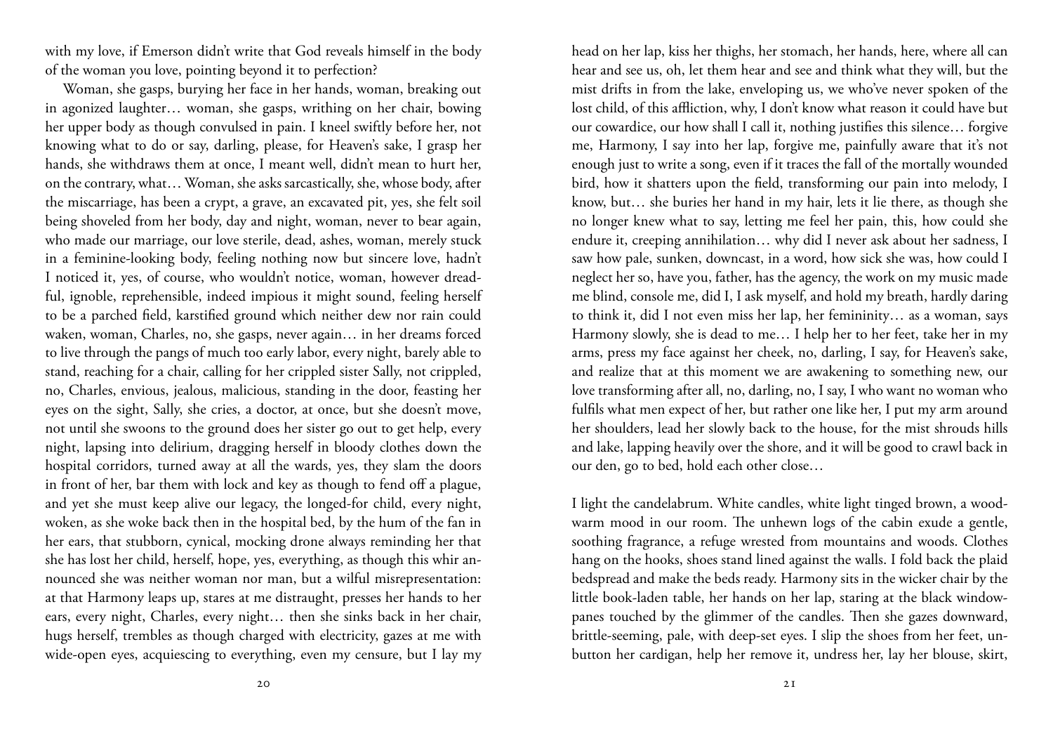with my love, if Emerson didn't write that God reveals himself in the body of the woman you love, pointing beyond it to perfection?

Woman, she gasps, burying her face in her hands, woman, breaking out in agonized laughter… woman, she gasps, writhing on her chair, bowing her upper body as though convulsed in pain. I kneel swiftly before her, not knowing what to do or say, darling, please, for Heaven's sake, I grasp her hands, she withdraws them at once, I meant well, didn't mean to hurt her, on the contrary, what… Woman, she asks sarcastically, she, whose body, after the miscarriage, has been a crypt, a grave, an excavated pit, yes, she felt soil being shoveled from her body, day and night, woman, never to bear again, who made our marriage, our love sterile, dead, ashes, woman, merely stuck in a feminine-looking body, feeling nothing now but sincere love, hadn't I noticed it, yes, of course, who wouldn't notice, woman, however dreadful, ignoble, reprehensible, indeed impious it might sound, feeling herself to be a parched field, karstified ground which neither dew nor rain could waken, woman, Charles, no, she gasps, never again… in her dreams forced to live through the pangs of much too early labor, every night, barely able to stand, reaching for a chair, calling for her crippled sister Sally, not crippled, no, Charles, envious, jealous, malicious, standing in the door, feasting her eyes on the sight, Sally, she cries, a doctor, at once, but she doesn't move, not until she swoons to the ground does her sister go out to get help, every night, lapsing into delirium, dragging herself in bloody clothes down the hospital corridors, turned away at all the wards, yes, they slam the doors in front of her, bar them with lock and key as though to fend off a plague, and yet she must keep alive our legacy, the longed-for child, every night, woken, as she woke back then in the hospital bed, by the hum of the fan in her ears, that stubborn, cynical, mocking drone always reminding her that she has lost her child, herself, hope, yes, everything, as though this whir announced she was neither woman nor man, but a wilful misrepresentation: at that Harmony leaps up, stares at me distraught, presses her hands to her ears, every night, Charles, every night… then she sinks back in her chair, hugs herself, trembles as though charged with electricity, gazes at me with wide-open eyes, acquiescing to everything, even my censure, but I lay my head on her lap, kiss her thighs, her stomach, her hands, here, where all can hear and see us, oh, let them hear and see and think what they will, but the mist drifts in from the lake, enveloping us, we who've never spoken of the lost child, of this affliction, why, I don't know what reason it could have but our cowardice, our how shall I call it, nothing justifies this silence… forgive me, Harmony, I say into her lap, forgive me, painfully aware that it's not enough just to write a song, even if it traces the fall of the mortally wounded bird, how it shatters upon the field, transforming our pain into melody, I know, but… she buries her hand in my hair, lets it lie there, as though she no longer knew what to say, letting me feel her pain, this, how could she endure it, creeping annihilation… why did I never ask about her sadness, I saw how pale, sunken, downcast, in a word, how sick she was, how could I neglect her so, have you, father, has the agency, the work on my music made me blind, console me, did I, I ask myself, and hold my breath, hardly daring to think it, did I not even miss her lap, her femininity… as a woman, says Harmony slowly, she is dead to me… I help her to her feet, take her in my arms, press my face against her cheek, no, darling, I say, for Heaven's sake, and realize that at this moment we are awakening to something new, our love transforming after all, no, darling, no, I say, I who want no woman who fulfils what men expect of her, but rather one like her, I put my arm around her shoulders, lead her slowly back to the house, for the mist shrouds hills and lake, lapping heavily over the shore, and it will be good to crawl back in our den, go to bed, hold each other close…

I light the candelabrum. White candles, white light tinged brown, a wood-warm mood in our room. The unhewn logs of the cabin exude a gentle, soothing fragrance, a refuge wrested from mountains and woods. Clothes hang on the hooks, shoes stand lined against the walls. I fold back the plaid bedspread and make the beds ready. Harmony sits in the wicker chair by the little book-laden table, her hands on her lap, staring at the black windowpanes touched by the glimmer of the candles. Then she gazes downward, brittle-seeming, pale, with deep-set eyes. I slip the shoes from her feet, unbutton her cardigan, help her remove it, undress her, lay her blouse, skirt,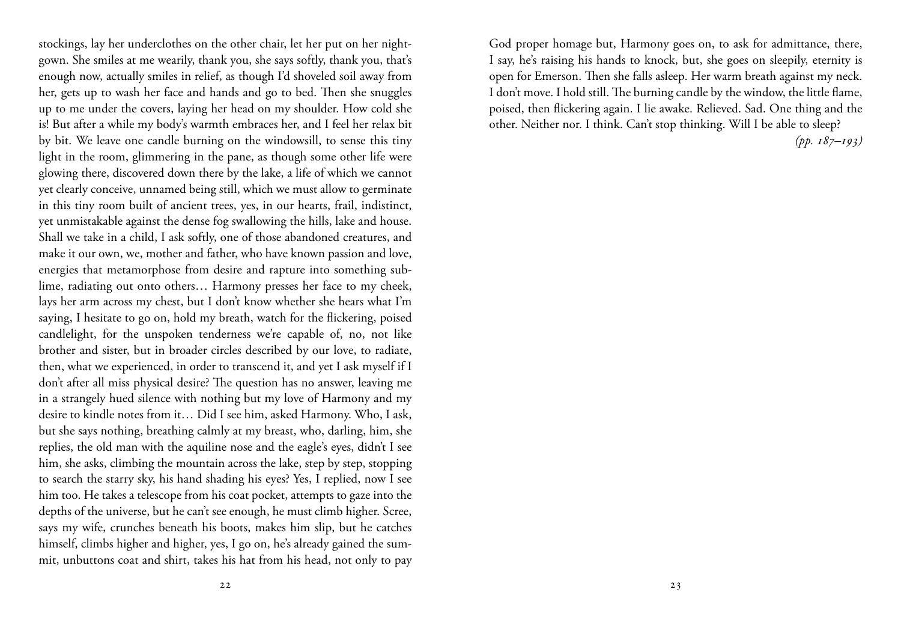stockings, lay her underclothes on the other chair, let her put on her nightgown. She smiles at me wearily, thank you, she says softly, thank you, that's enough now, actually smiles in relief, as though I'd shoveled soil away from her, gets up to wash her face and hands and go to bed. Then she snuggles up to me under the covers, laying her head on my shoulder. How cold she is! But after a while my body's warmth embraces her, and I feel her relax bit by bit. We leave one candle burning on the windowsill, to sense this tiny light in the room, glimmering in the pane, as though some other life were glowing there, discovered down there by the lake, a life of which we cannot yet clearly conceive, unnamed being still, which we must allow to germinate in this tiny room built of ancient trees, yes, in our hearts, frail, indistinct, yet unmistakable against the dense fog swallowing the hills, lake and house. Shall we take in a child, I ask softly, one of those abandoned creatures, and make it our own, we, mother and father, who have known passion and love, energies that metamorphose from desire and rapture into something sublime, radiating out onto others… Harmony presses her face to my cheek, lays her arm across my chest, but I don't know whether she hears what I'm saying, I hesitate to go on, hold my breath, watch for the flickering, poised candlelight, for the unspoken tenderness we're capable of, no, not like brother and sister, but in broader circles described by our love, to radiate, then, what we experienced, in order to transcend it, and yet I ask myself if I don't after all miss physical desire? The question has no answer, leaving me in a strangely hued silence with nothing but my love of Harmony and my desire to kindle notes from it… Did I see him, asked Harmony. Who, I ask, but she says nothing, breathing calmly at my breast, who, darling, him, she replies, the old man with the aquiline nose and the eagle's eyes, didn't I see him, she asks, climbing the mountain across the lake, step by step, stopping to search the starry sky, his hand shading his eyes? Yes, I replied, now I see him too. He takes a telescope from his coat pocket, attempts to gaze into the depths of the universe, but he can't see enough, he must climb higher. Scree, says my wife, crunches beneath his boots, makes him slip, but he catches himself, climbs higher and higher, yes, I go on, he's already gained the summit, unbuttons coat and shirt, takes his hat from his head, not only to pay God proper homage but, Harmony goes on, to ask for admittance, there, I say, he's raising his hands to knock, but, she goes on sleepily, eternity is open for Emerson. Then she falls asleep. Her warm breath against my neck. I don't move. I hold still. The burning candle by the window, the little flame, poised, then flickering again. I lie awake. Relieved. Sad. One thing and the other. Neither nor. I think. Can't stop thinking. Will I be able to sleep?

*(pp. 187–193)*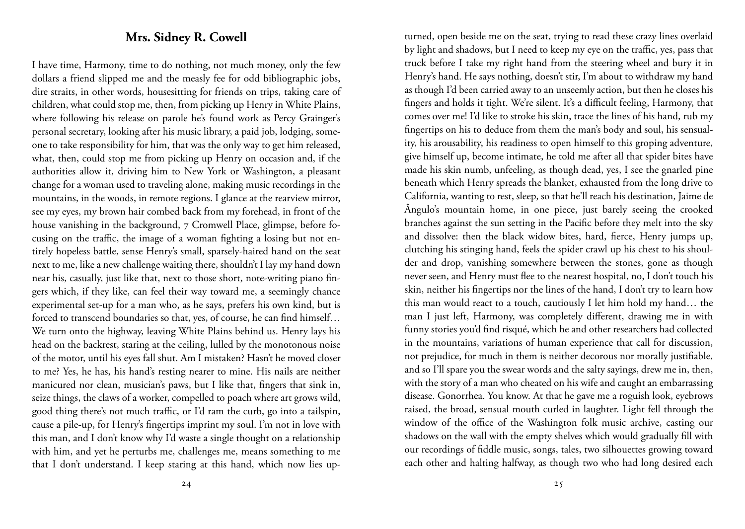## Mrs. Sidney R. Cowell

I have time, Harmony, time to do nothing, not much money, only the few dollars a friend slipped me and the measly fee for odd bibliographic jobs, dire straits, in other words, housesitting for friends on trips, taking care of children, what could stop me, then, from picking up Henry in White Plains, where following his release on parole he's found work as Percy Grainger's personal secretary, looking after his music library, a paid job, lodging, someone to take responsibility for him, that was the only way to get him released, what, then, could stop me from picking up Henry on occasion and, if the authorities allow it, driving him to New York or Washington, a pleasant change for a woman used to traveling alone, making music recordings in the mountains, in the woods, in remote regions. I glance at the rearview mirror, see my eyes, my brown hair combed back from my forehead, in front of the house vanishing in the background, 7 Cromwell Place, glimpse, before focusing on the traffic, the image of a woman fighting a losing but not entirely hopeless battle, sense Henry's small, sparsely-haired hand on the seat next to me, like a new challenge waiting there, shouldn't I lay my hand down near his, casually, just like that, next to those short, note-writing piano fingers which, if they like, can feel their way toward me, a seemingly chance experimental set-up for a man who, as he says, prefers his own kind, but is forced to transcend boundaries so that, yes, of course, he can find himself… We turn onto the highway, leaving White Plains behind us. Henry lays his head on the backrest, staring at the ceiling, lulled by the monotonous noise of the motor, until his eyes fall shut. Am I mistaken? Hasn't he moved closer to me? Yes, he has, his hand's resting nearer to mine. His nails are neither manicured nor clean, musician's paws, but I like that, fingers that sink in, seize things, the claws of a worker, compelled to poach where art grows wild, good thing there's not much traffic, or I'd ram the curb, go into a tailspin, cause a pile-up, for Henry's fingertips imprint my soul. I'm not in love with this man, and I don't know why I'd waste a single thought on a relationship with him, and yet he perturbs me, challenges me, means something to me that I don't understand. I keep staring at this hand, which now lies upturned, open beside me on the seat, trying to read these crazy lines overlaid by light and shadows, but I need to keep my eye on the traffic, yes, pass that truck before I take my right hand from the steering wheel and bury it in Henry's hand. He says nothing, doesn't stir, I'm about to withdraw my hand as though I'd been carried away to an unseemly action, but then he closes his fingers and holds it tight. We're silent. It's a difficult feeling, Harmony, that comes over me! I'd like to stroke his skin, trace the lines of his hand, rub my fingertips on his to deduce from them the man's body and soul, his sensuality, his arousability, his readiness to open himself to this groping adventure, give himself up, become intimate, he told me after all that spider bites have made his skin numb, unfeeling, as though dead, yes, I see the gnarled pine beneath which Henry spreads the blanket, exhausted from the long drive to California, wanting to rest, sleep, so that he'll reach his destination, Jaime de Ângulo's mountain home, in one piece, just barely seeing the crooked branches against the sun setting in the Pacific before they melt into the sky and dissolve: then the black widow bites, hard, fierce, Henry jumps up, clutching his stinging hand, feels the spider crawl up his chest to his shoulder and drop, vanishing somewhere between the stones, gone as though never seen, and Henry must flee to the nearest hospital, no, I don't touch his skin, neither his fingertips nor the lines of the hand, I don't try to learn how this man would react to a touch, cautiously I let him hold my hand… the man I just left, Harmony, was completely different, drawing me in with funny stories you'd find risqué, which he and other researchers had collected in the mountains, variations of human experience that call for discussion, not prejudice, for much in them is neither decorous nor morally justifiable, and so I'll spare you the swear words and the salty sayings, drew me in, then, with the story of a man who cheated on his wife and caught an embarrassing disease. Gonorrhea. You know. At that he gave me a roguish look, eyebrows raised, the broad, sensual mouth curled in laughter. Light fell through the window of the office of the Washington folk music archive, casting our shadows on the wall with the empty shelves which would gradually fill with our recordings of fiddle music, songs, tales, two silhouettes growing toward each other and halting halfway, as though two who had long desired each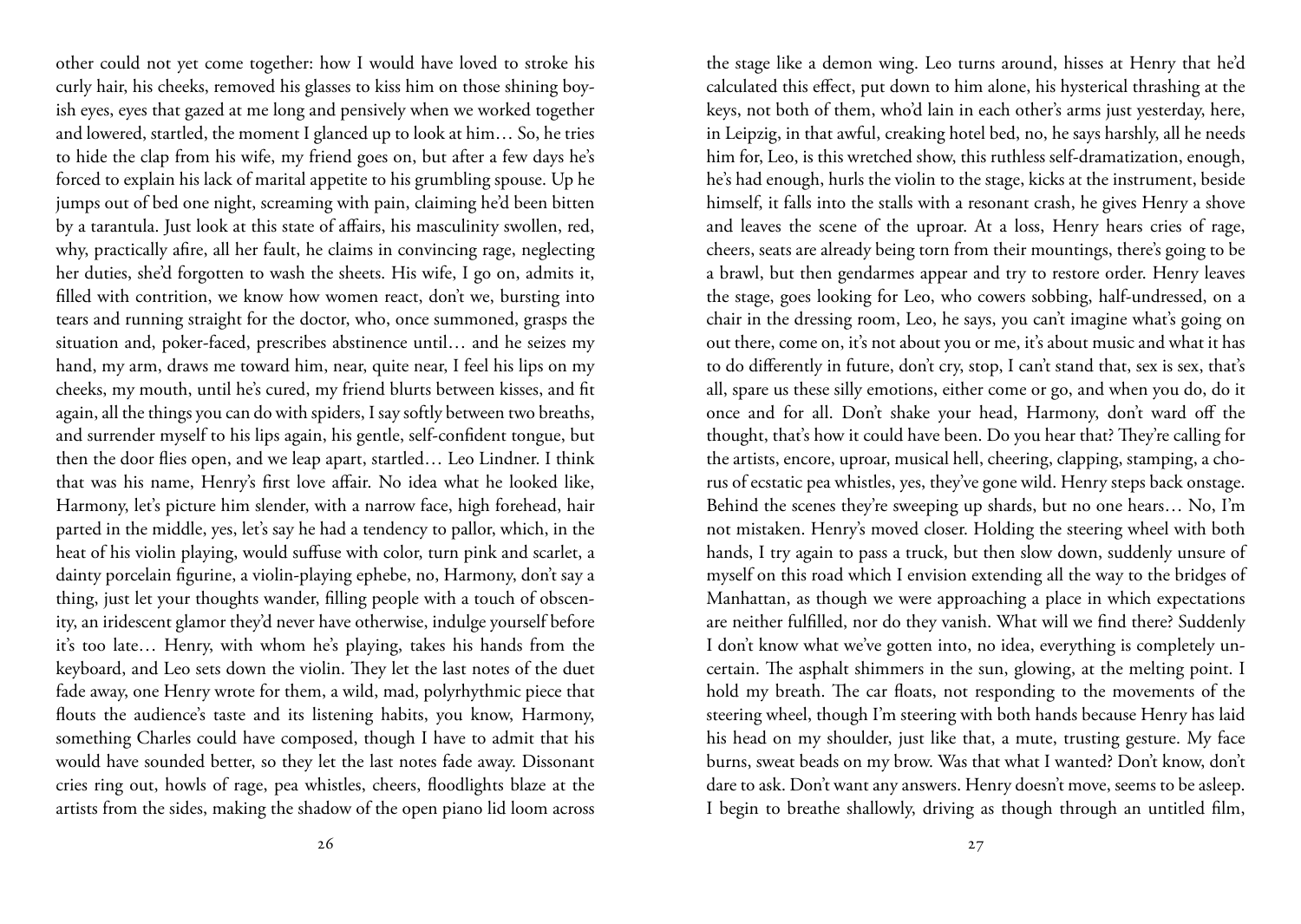other could not yet come together: how I would have loved to stroke his curly hair, his cheeks, removed his glasses to kiss him on those shining boyish eyes, eyes that gazed at me long and pensively when we worked together and lowered, startled, the moment I glanced up to look at him… So, he tries to hide the clap from his wife, my friend goes on, but after a few days he's forced to explain his lack of marital appetite to his grumbling spouse. Up he jumps out of bed one night, screaming with pain, claiming he'd been bitten by a tarantula. Just look at this state of affairs, his masculinity swollen, red, why, practically afire, all her fault, he claims in convincing rage, neglecting her duties, she'd forgotten to wash the sheets. His wife, I go on, admits it, filled with contrition, we know how women react, don't we, bursting into tears and running straight for the doctor, who, once summoned, grasps the situation and, poker-faced, prescribes abstinence until… and he seizes my hand, my arm, draws me toward him, near, quite near, I feel his lips on my cheeks, my mouth, until he's cured, my friend blurts between kisses, and fit again, all the things you can do with spiders, I say softly between two breaths, and surrender myself to his lips again, his gentle, self-confident tongue, but then the door flies open, and we leap apart, startled… Leo Lindner. I think that was his name, Henry's first love affair. No idea what he looked like, Harmony, let's picture him slender, with a narrow face, high forehead, hair parted in the middle, yes, let's say he had a tendency to pallor, which, in the heat of his violin playing, would suffuse with color, turn pink and scarlet, a dainty porcelain figurine, a violin-playing ephebe, no, Harmony, don't say a thing, just let your thoughts wander, filling people with a touch of obscenity, an iridescent glamor they'd never have otherwise, indulge yourself before it's too late… Henry, with whom he's playing, takes his hands from the keyboard, and Leo sets down the violin. They let the last notes of the duet fade away, one Henry wrote for them, a wild, mad, polyrhythmic piece that flouts the audience's taste and its listening habits, you know, Harmony, something Charles could have composed, though I have to admit that his would have sounded better, so they let the last notes fade away. Dissonant cries ring out, howls of rage, pea whistles, cheers, floodlights blaze at the artists from the sides, making the shadow of the open piano lid loom across the stage like a demon wing. Leo turns around, hisses at Henry that he'd calculated this effect, put down to him alone, his hysterical thrashing at the keys, not both of them, who'd lain in each other's arms just yesterday, here, in Leipzig, in that awful, creaking hotel bed, no, he says harshly, all he needs him for, Leo, is this wretched show, this ruthless self-dramatization, enough, he's had enough, hurls the violin to the stage, kicks at the instrument, beside himself, it falls into the stalls with a resonant crash, he gives Henry a shove and leaves the scene of the uproar. At a loss, Henry hears cries of rage, cheers, seats are already being torn from their mountings, there's going to be a brawl, but then gendarmes appear and try to restore order. Henry leaves the stage, goes looking for Leo, who cowers sobbing, half-undressed, on a chair in the dressing room, Leo, he says, you can't imagine what's going on out there, come on, it's not about you or me, it's about music and what it has to do differently in future, don't cry, stop, I can't stand that, sex is sex, that's all, spare us these silly emotions, either come or go, and when you do, do it once and for all. Don't shake your head, Harmony, don't ward off the thought, that's how it could have been. Do you hear that? They're calling for the artists, encore, uproar, musical hell, cheering, clapping, stamping, a chorus of ecstatic pea whistles, yes, they've gone wild. Henry steps back onstage. Behind the scenes they're sweeping up shards, but no one hears… No, I'm not mistaken. Henry's moved closer. Holding the steering wheel with both hands, I try again to pass a truck, but then slow down, suddenly unsure of myself on this road which I envision extending all the way to the bridges of Manhattan, as though we were approaching a place in which expectations are neither fulfilled, nor do they vanish. What will we find there? Suddenly I don't know what we've gotten into, no idea, everything is completely uncertain. The asphalt shimmers in the sun, glowing, at the melting point. I hold my breath. The car floats, not responding to the movements of the steering wheel, though I'm steering with both hands because Henry has laid his head on my shoulder, just like that, a mute, trusting gesture. My face burns, sweat beads on my brow. Was that what I wanted? Don't know, don't dare to ask. Don't want any answers. Henry doesn't move, seems to be asleep. I begin to breathe shallowly, driving as though through an untitled film,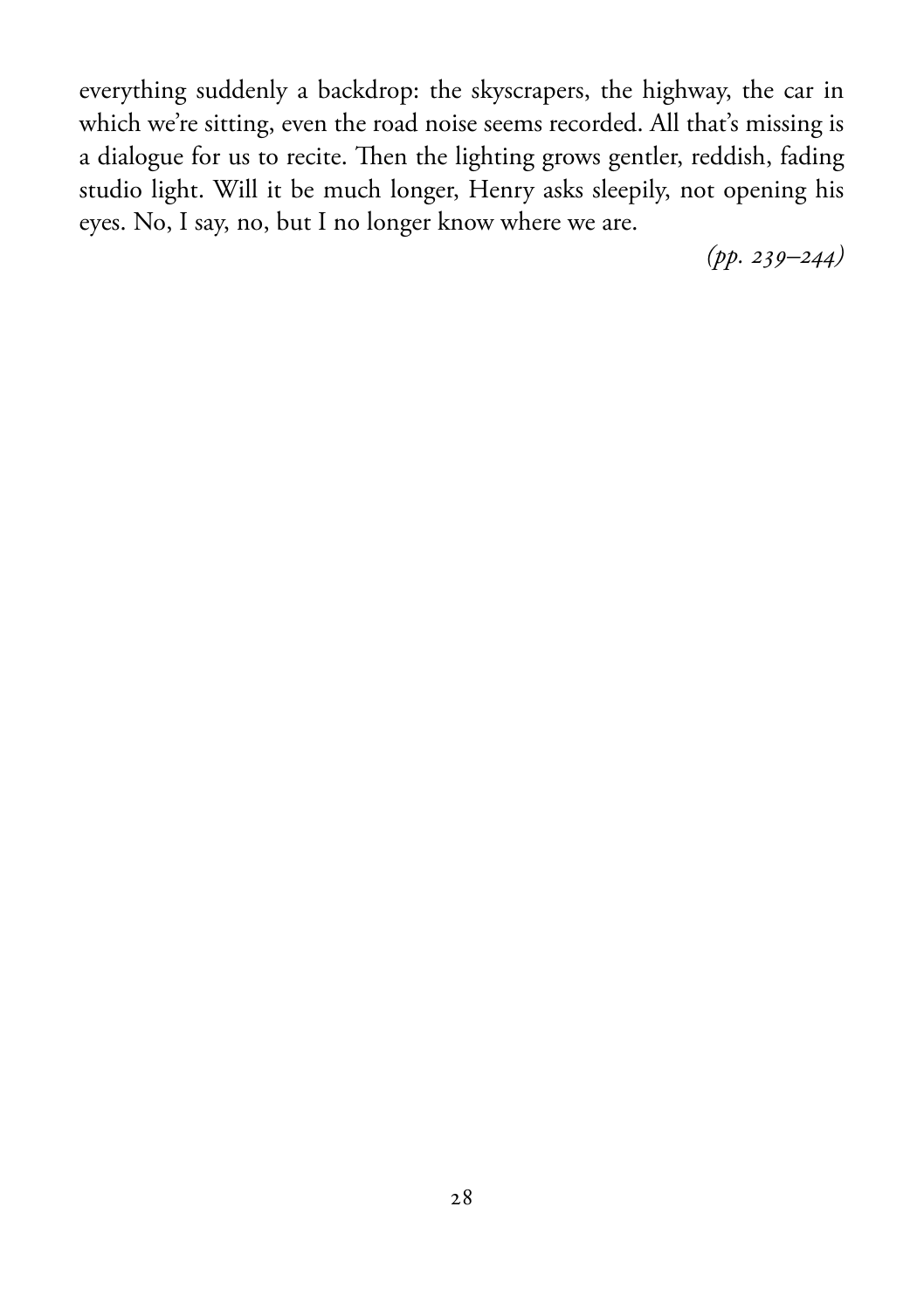everything suddenly a backdrop: the skyscrapers, the highway, the car in which we're sitting, even the road noise seems recorded. All that's missing is a dialogue for us to recite. Then the lighting grows gentler, reddish, fading studio light. Will it be much longer, Henry asks sleepily, not opening his eyes. No, I say, no, but I no longer know where we are.

*(pp. 239–244)*